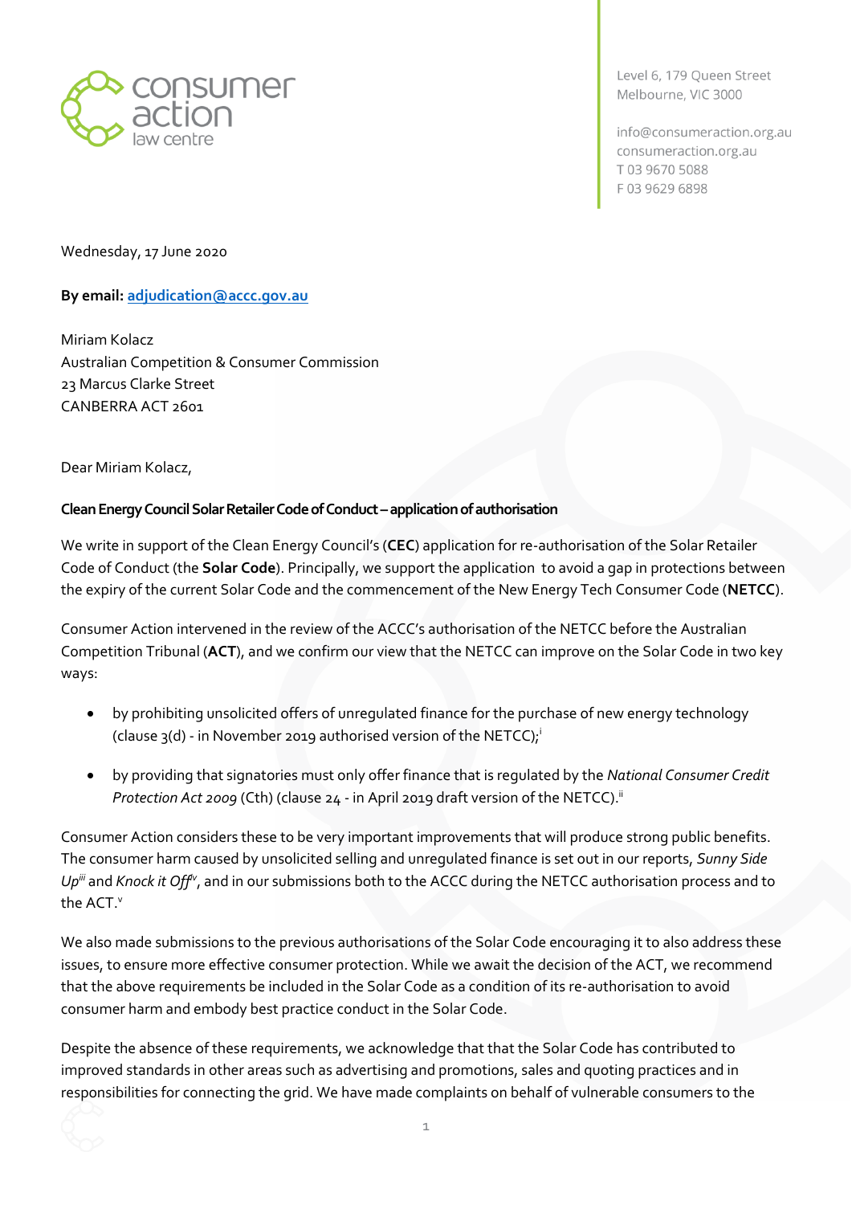consumer action law centre

Level 6, 179 Queen Street
Melbourne, VIC 3000

info@consumeraction.org.au
consumeraction.org.au
T 03 9670 5088
F 03 9629 6898

Wednesday, 17 June 2020

**By email:** adjudication@accc.gov.au

Miriam Kolacz
Australian Competition & Consumer Commission
23 Marcus Clarke Street
CANBERRA ACT 2601

Dear Miriam Kolacz,

**Clean Energy Council Solar Retailer Code of Conduct – application of authorisation**

We write in support of the Clean Energy Council's (**CEC**) application for re-authorisation of the Solar Retailer Code of Conduct (the **Solar Code**). Principally, we support the application to avoid a gap in protections between the expiry of the current Solar Code and the commencement of the New Energy Tech Consumer Code (**NETCC**).

Consumer Action intervened in the review of the ACCC's authorisation of the NETCC before the Australian Competition Tribunal (**ACT**), and we confirm our view that the NETCC can improve on the Solar Code in two key ways:

- by prohibiting unsolicited offers of unregulated finance for the purchase of new energy technology (clause 3(d) - in November 2019 authorised version of the NETCC);[i]
- by providing that signatories must only offer finance that is regulated by the *National Consumer Credit Protection Act 2009* (Cth) (clause 24 - in April 2019 draft version of the NETCC).[ii]

Consumer Action considers these to be very important improvements that will produce strong public benefits. The consumer harm caused by unsolicited selling and unregulated finance is set out in our reports, *Sunny Side Up*[iii] and *Knock it Off*[iv], and in our submissions to the ACCC during the NETCC authorisation process and to the ACT.[v]

We also made submissions to the previous authorisations of the Solar Code encouraging it to also address these issues, to ensure more effective consumer protection. While we await the decision of the ACT, we recommend that the above requirements be included in the Solar Code as a condition of its re-authorisation to avoid consumer harm and embody best practice conduct in the Solar Code.

Despite the absence of these requirements, we acknowledge that that the Solar Code has contributed to improved standards in other areas such as advertising and promotions, sales and quoting practices and in responsibilities for connecting the grid. We have made complaints on behalf of vulnerable consumers to the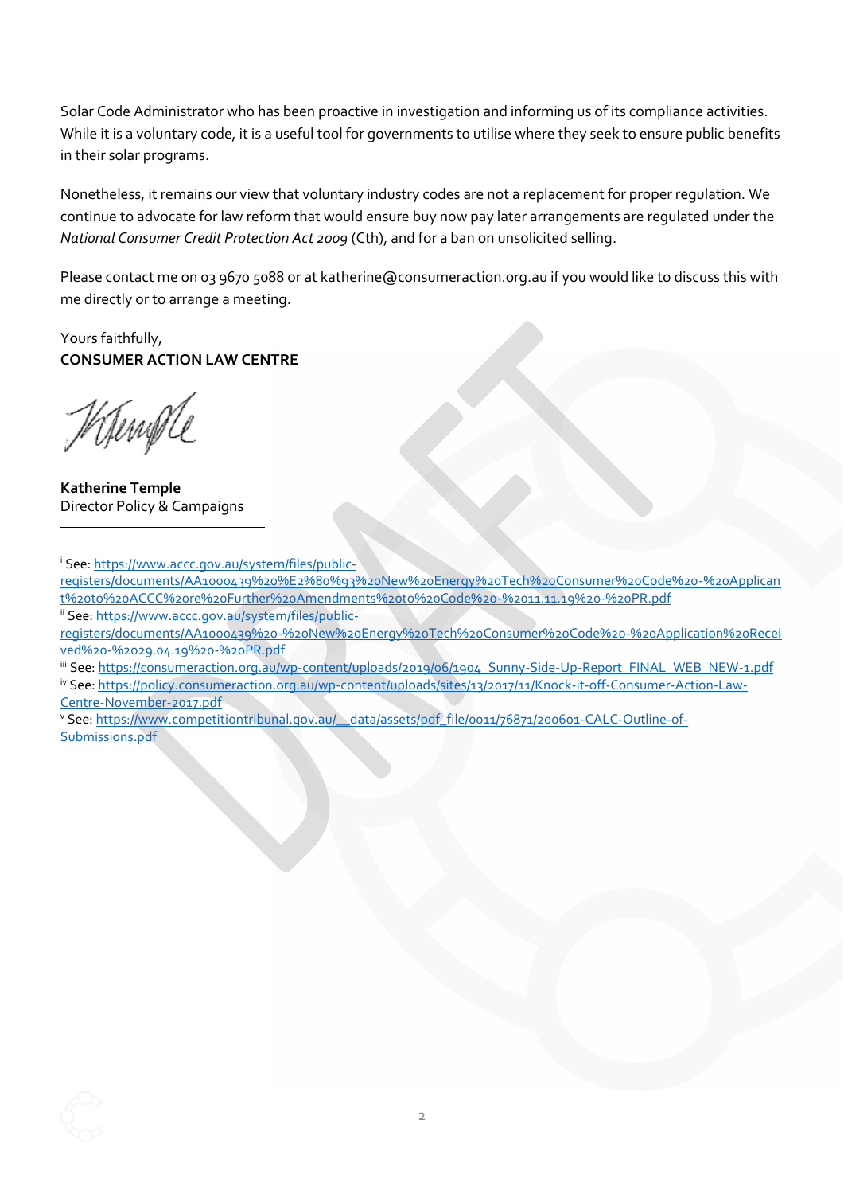Solar Code Administrator who has been proactive in investigation and informing us of its compliance activities. While it is a voluntary code, it is a useful tool for governments to utilise where they seek to ensure public benefits in their solar programs.

Nonetheless, it remains our view that voluntary industry codes are not a replacement for proper regulation. We continue to advocate for law reform that would ensure buy now pay later arrangements are regulated under the *National Consumer Credit Protection Act 2009* (Cth), and for a ban on unsolicited selling.

Please contact me on 03 9670 5088 or at katherine@consumeraction.org.au if you would like to discuss this with me directly or to arrange a meeting.

Yours faithfully,
**CONSUMER ACTION LAW CENTRE**

**Katherine Temple**
Director Policy & Campaigns

---

[i] See: https://www.accc.gov.au/system/files/public-registers/documents/AA1000439%20%E2%80%93%20New%20Energy%20Tech%20Consumer%20Code%20-%20Applicant%20to%20ACCC%20re%20Further%20Amendments%20to%20Code%20-%2011.11.19%20-%20PR.pdf

[ii] See: https://www.accc.gov.au/system/files/public-registers/documents/AA1000439%20-%20New%20Energy%20Tech%20Consumer%20Code%20-%20Application%20Received%20-%2029.04.19%20-%20PR.pdf

[iii] See: https://consumeraction.org.au/wp-content/uploads/2019/06/1904_Sunny-Side-Up-Report_FINAL_WEB_NEW-1.pdf

[iv] See: https://policy.consumeraction.org.au/wp-content/uploads/sites/13/2017/11/Knock-it-off-Consumer-Action-Law-Centre-November-2017.pdf

[v] See: https://www.competitiontribunal.gov.au/__data/assets/pdf_file/0011/76871/200601-CALC-Outline-of-Submissions.pdf